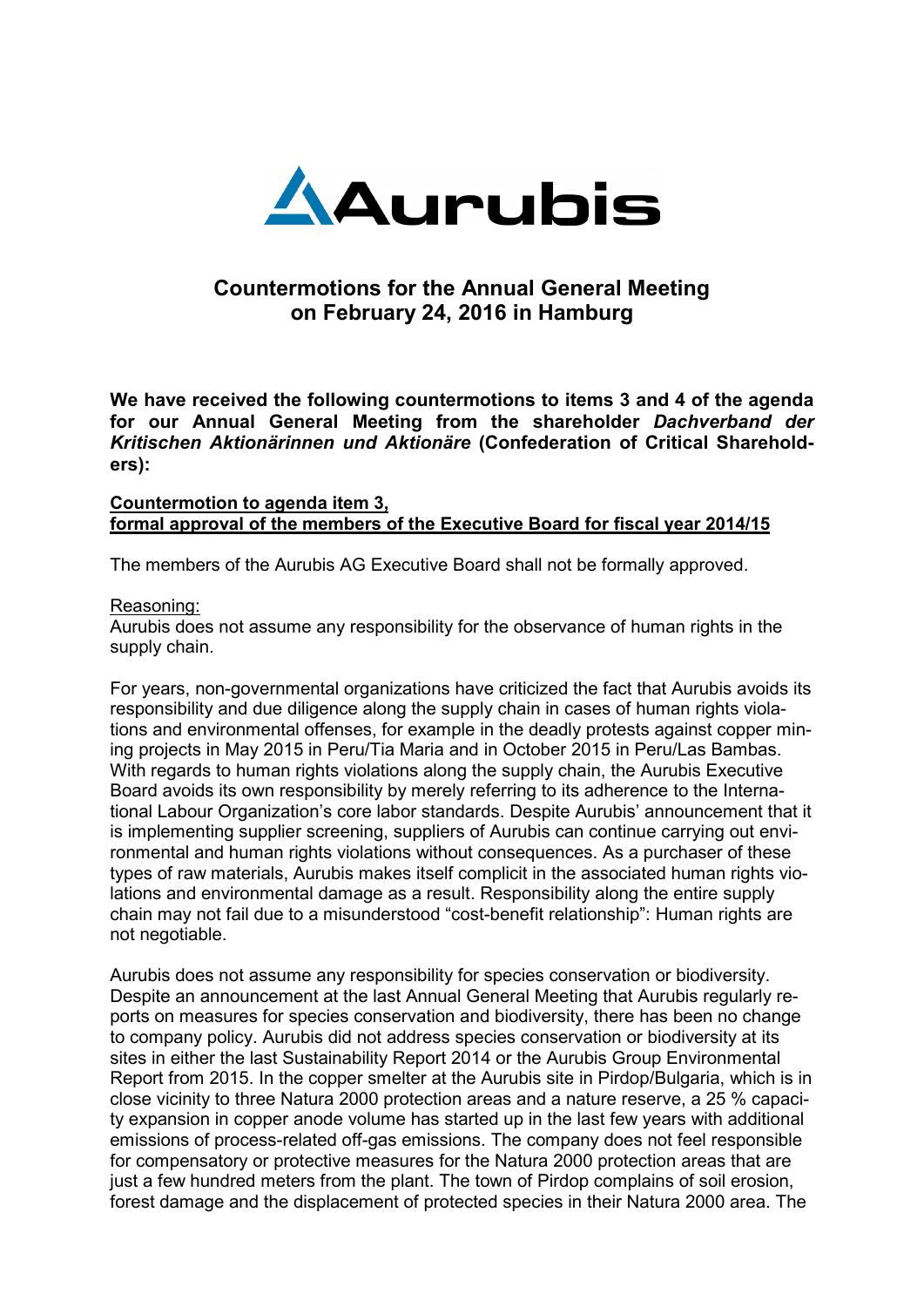# Countermotions for the Annual General Meeting on February 24, 2016 in Hamburg

**We have received the following countermotions to items 3 and 4 of the agenda for our Annual General Meeting from the shareholder *Dachverband der Kritischen Aktionärinnen und Aktionäre* (Confederation of Critical Shareholders):**

## Countermotion to agenda item 3, formal approval of the members of the Executive Board for fiscal year 2014/15

The members of the Aurubis AG Executive Board shall not be formally approved.

Reasoning:

Aurubis does not assume any responsibility for the observance of human rights in the supply chain.

For years, non-governmental organizations have criticized the fact that Aurubis avoids its responsibility and due diligence along the supply chain in cases of human rights violations and environmental offenses, for example in the deadly protests against copper mining projects in May 2015 in Peru/Tia Maria and in October 2015 in Peru/Las Bambas. With regards to human rights violations along the supply chain, the Aurubis Executive Board avoids its own responsibility by merely referring to its adherence to the International Labour Organization's core labor standards. Despite Aurubis' announcement that it is implementing supplier screening, suppliers of Aurubis can continue carrying out environmental and human rights violations without consequences. As a purchaser of these types of raw materials, Aurubis makes itself complicit in the associated human rights violations and environmental damage as a result. Responsibility along the entire supply chain may not fail due to a misunderstood "cost-benefit relationship": Human rights are not negotiable.

Aurubis does not assume any responsibility for species conservation or biodiversity. Despite an announcement at the last Annual General Meeting that Aurubis regularly reports on measures for species conservation and biodiversity, there has been no change to company policy. Aurubis did not address species conservation or biodiversity at its sites in either the last Sustainability Report 2014 or the Aurubis Group Environmental Report from 2015. In the copper smelter at the Aurubis site in Pirdop/Bulgaria, which is in close vicinity to three Natura 2000 protection areas and a nature reserve, a 25 % capacity expansion in copper anode volume has started up in the last few years with additional emissions of process-related off-gas emissions. The company does not feel responsible for compensatory or protective measures for the Natura 2000 protection areas that are just a few hundred meters from the plant. The town of Pirdop complains of soil erosion, forest damage and the displacement of protected species in their Natura 2000 area. The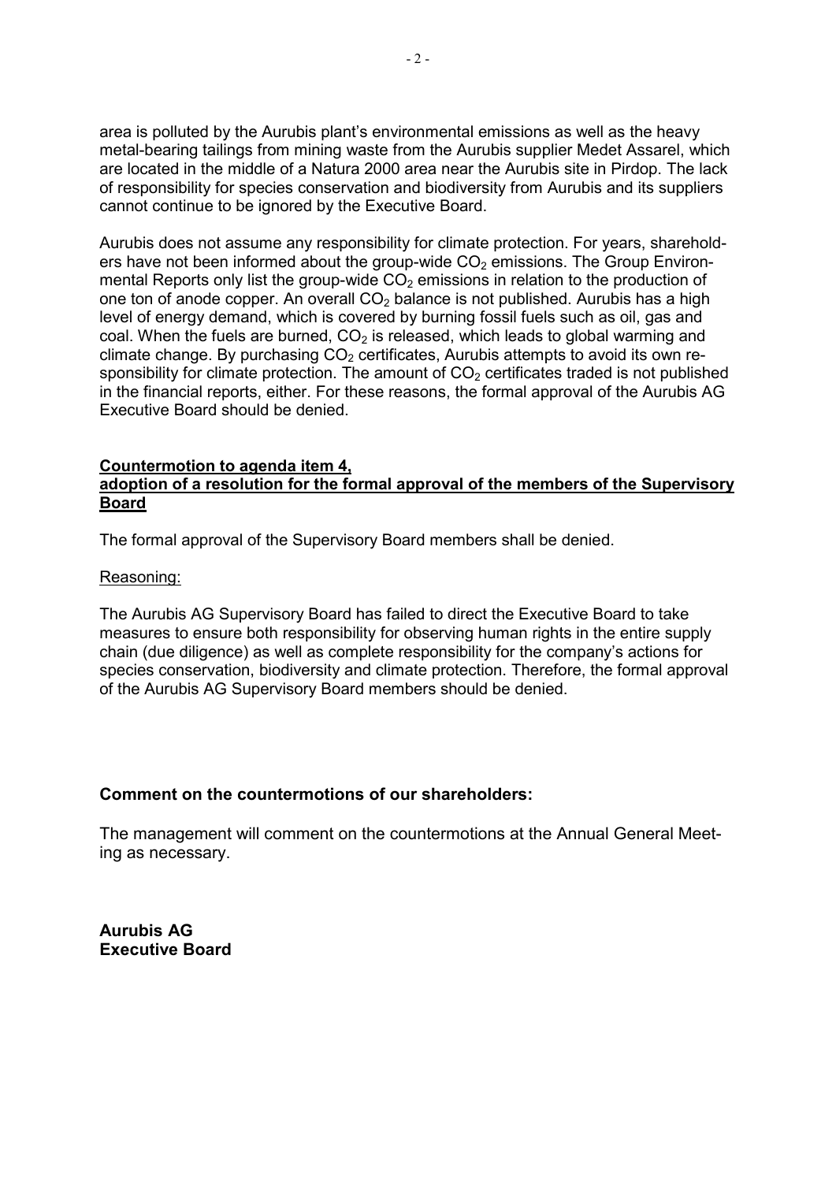area is polluted by the Aurubis plant's environmental emissions as well as the heavy metal-bearing tailings from mining waste from the Aurubis supplier Medet Assarel, which are located in the middle of a Natura 2000 area near the Aurubis site in Pirdop. The lack of responsibility for species conservation and biodiversity from Aurubis and its suppliers cannot continue to be ignored by the Executive Board.

Aurubis does not assume any responsibility for climate protection. For years, shareholders have not been informed about the group-wide $CO_2$ emissions. The Group Environmental Reports only list the group-wide $CO_2$ emissions in relation to the production of one ton of anode copper. An overall $CO_2$ balance is not published. Aurubis has a high level of energy demand, which is covered by burning fossil fuels such as oil, gas and coal. When the fuels are burned, $CO_2$ is released, which leads to global warming and climate change. By purchasing $CO_2$ certificates, Aurubis attempts to avoid its own responsibility for climate protection. The amount of $CO_2$ certificates traded is not published in the financial reports, either. For these reasons, the formal approval of the Aurubis AG Executive Board should be denied.

**Countermotion to agenda item 4, adoption of a resolution for the formal approval of the members of the Supervisory Board**

The formal approval of the Supervisory Board members shall be denied.

Reasoning:

The Aurubis AG Supervisory Board has failed to direct the Executive Board to take measures to ensure both responsibility for observing human rights in the entire supply chain (due diligence) as well as complete responsibility for the company's actions for species conservation, biodiversity and climate protection. Therefore, the formal approval of the Aurubis AG Supervisory Board members should be denied.

**Comment on the countermotions of our shareholders:**

The management will comment on the countermotions at the Annual General Meeting as necessary.

**Aurubis AG**
**Executive Board**